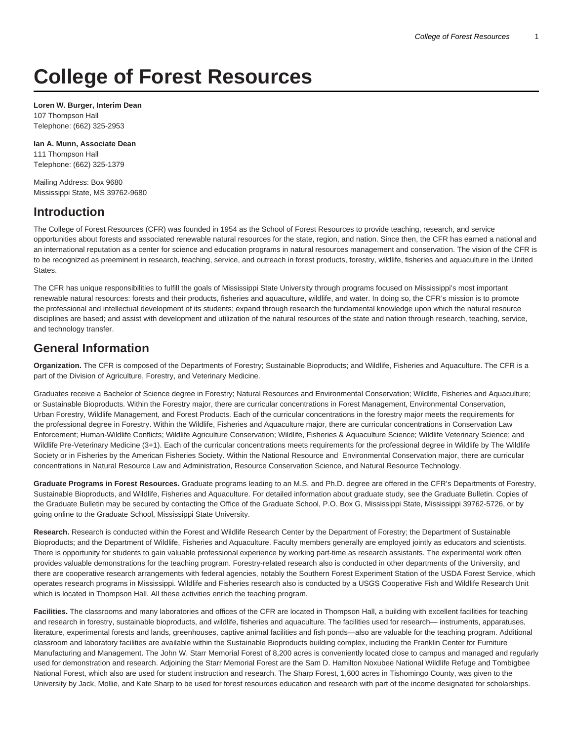# College of Forest Resources

**Loren W. Burger, Interim Dean**
107 Thompson Hall
Telephone: (662) 325-2953

**Ian A. Munn, Associate Dean**
111 Thompson Hall
Telephone: (662) 325-1379

Mailing Address: Box 9680
Mississippi State, MS 39762-9680

## Introduction

The College of Forest Resources (CFR) was founded in 1954 as the School of Forest Resources to provide teaching, research, and service opportunities about forests and associated renewable natural resources for the state, region, and nation. Since then, the CFR has earned a national and an international reputation as a center for science and education programs in natural resources management and conservation. The vision of the CFR is to be recognized as preeminent in research, teaching, service, and outreach in forest products, forestry, wildlife, fisheries and aquaculture in the United States.

The CFR has unique responsibilities to fulfill the goals of Mississippi State University through programs focused on Mississippi's most important renewable natural resources: forests and their products, fisheries and aquaculture, wildlife, and water. In doing so, the CFR's mission is to promote the professional and intellectual development of its students; expand through research the fundamental knowledge upon which the natural resource disciplines are based; and assist with development and utilization of the natural resources of the state and nation through research, teaching, service, and technology transfer.

## General Information

**Organization.** The CFR is composed of the Departments of Forestry; Sustainable Bioproducts; and Wildlife, Fisheries and Aquaculture. The CFR is a part of the Division of Agriculture, Forestry, and Veterinary Medicine.

Graduates receive a Bachelor of Science degree in Forestry; Natural Resources and Environmental Conservation; Wildlife, Fisheries and Aquaculture; or Sustainable Bioproducts. Within the Forestry major, there are curricular concentrations in Forest Management, Environmental Conservation, Urban Forestry, Wildlife Management, and Forest Products. Each of the curricular concentrations in the forestry major meets the requirements for the professional degree in Forestry. Within the Wildlife, Fisheries and Aquaculture major, there are curricular concentrations in Conservation Law Enforcement; Human-Wildlife Conflicts; Wildlife Agriculture Conservation; Wildlife, Fisheries & Aquaculture Science; Wildlife Veterinary Science; and Wildlife Pre-Veterinary Medicine (3+1). Each of the curricular concentrations meets requirements for the professional degree in Wildlife by The Wildlife Society or in Fisheries by the American Fisheries Society. Within the National Resource and Environmental Conservation major, there are curricular concentrations in Natural Resource Law and Administration, Resource Conservation Science, and Natural Resource Technology.

**Graduate Programs in Forest Resources.** Graduate programs leading to an M.S. and Ph.D. degree are offered in the CFR's Departments of Forestry, Sustainable Bioproducts, and Wildlife, Fisheries and Aquaculture. For detailed information about graduate study, see the Graduate Bulletin. Copies of the Graduate Bulletin may be secured by contacting the Office of the Graduate School, P.O. Box G, Mississippi State, Mississippi 39762-5726, or by going online to the Graduate School, Mississippi State University.

**Research.** Research is conducted within the Forest and Wildlife Research Center by the Department of Forestry; the Department of Sustainable Bioproducts; and the Department of Wildlife, Fisheries and Aquaculture. Faculty members generally are employed jointly as educators and scientists. There is opportunity for students to gain valuable professional experience by working part-time as research assistants. The experimental work often provides valuable demonstrations for the teaching program. Forestry-related research also is conducted in other departments of the University, and there are cooperative research arrangements with federal agencies, notably the Southern Forest Experiment Station of the USDA Forest Service, which operates research programs in Mississippi. Wildlife and Fisheries research also is conducted by a USGS Cooperative Fish and Wildlife Research Unit which is located in Thompson Hall. All these activities enrich the teaching program.

**Facilities.** The classrooms and many laboratories and offices of the CFR are located in Thompson Hall, a building with excellent facilities for teaching and research in forestry, sustainable bioproducts, and wildlife, fisheries and aquaculture. The facilities used for research— instruments, apparatuses, literature, experimental forests and lands, greenhouses, captive animal facilities and fish ponds—also are valuable for the teaching program. Additional classroom and laboratory facilities are available within the Sustainable Bioproducts building complex, including the Franklin Center for Furniture Manufacturing and Management. The John W. Starr Memorial Forest of 8,200 acres is conveniently located close to campus and managed and regularly used for demonstration and research. Adjoining the Starr Memorial Forest are the Sam D. Hamilton Noxubee National Wildlife Refuge and Tombigbee National Forest, which also are used for student instruction and research. The Sharp Forest, 1,600 acres in Tishomingo County, was given to the University by Jack, Mollie, and Kate Sharp to be used for forest resources education and research with part of the income designated for scholarships.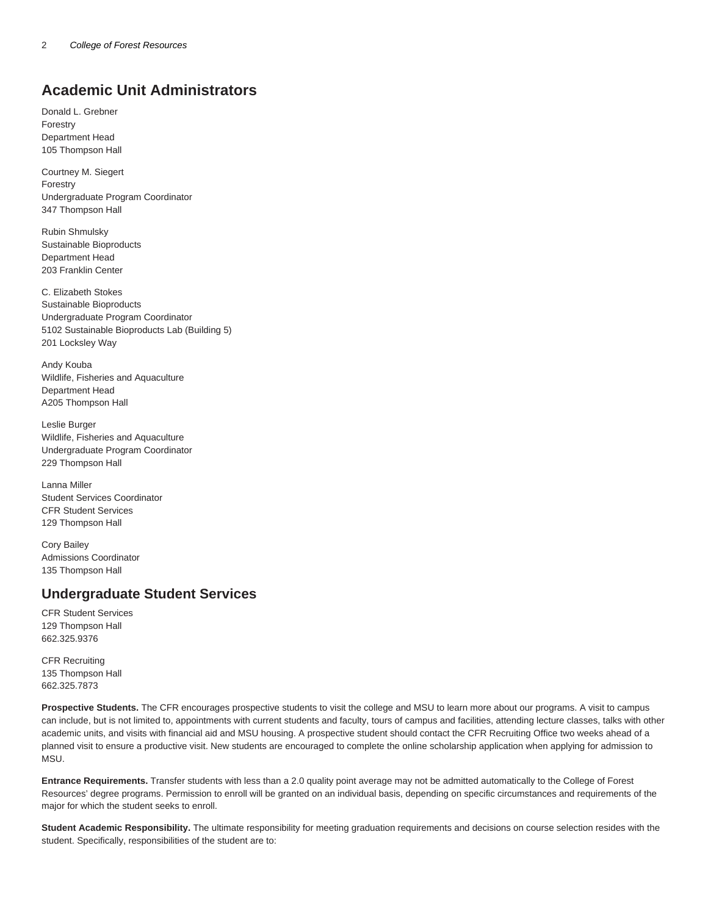## Academic Unit Administrators

Donald L. Grebner
Forestry
Department Head
105 Thompson Hall

Courtney M. Siegert
Forestry
Undergraduate Program Coordinator
347 Thompson Hall

Rubin Shmulsky
Sustainable Bioproducts
Department Head
203 Franklin Center

C. Elizabeth Stokes
Sustainable Bioproducts
Undergraduate Program Coordinator
5102 Sustainable Bioproducts Lab (Building 5)
201 Locksley Way

Andy Kouba
Wildlife, Fisheries and Aquaculture
Department Head
A205 Thompson Hall

Leslie Burger
Wildlife, Fisheries and Aquaculture
Undergraduate Program Coordinator
229 Thompson Hall

Lanna Miller
Student Services Coordinator
CFR Student Services
129 Thompson Hall

Cory Bailey
Admissions Coordinator
135 Thompson Hall

## Undergraduate Student Services

CFR Student Services
129 Thompson Hall
662.325.9376

CFR Recruiting
135 Thompson Hall
662.325.7873

**Prospective Students.** The CFR encourages prospective students to visit the college and MSU to learn more about our programs. A visit to campus can include, but is not limited to, appointments with current students and faculty, tours of campus and facilities, attending lecture classes, talks with other academic units, and visits with financial aid and MSU housing. A prospective student should contact the CFR Recruiting Office two weeks ahead of a planned visit to ensure a productive visit. New students are encouraged to complete the online scholarship application when applying for admission to MSU.

**Entrance Requirements.** Transfer students with less than a 2.0 quality point average may not be admitted automatically to the College of Forest Resources' degree programs. Permission to enroll will be granted on an individual basis, depending on specific circumstances and requirements of the major for which the student seeks to enroll.

**Student Academic Responsibility.** The ultimate responsibility for meeting graduation requirements and decisions on course selection resides with the student. Specifically, responsibilities of the student are to: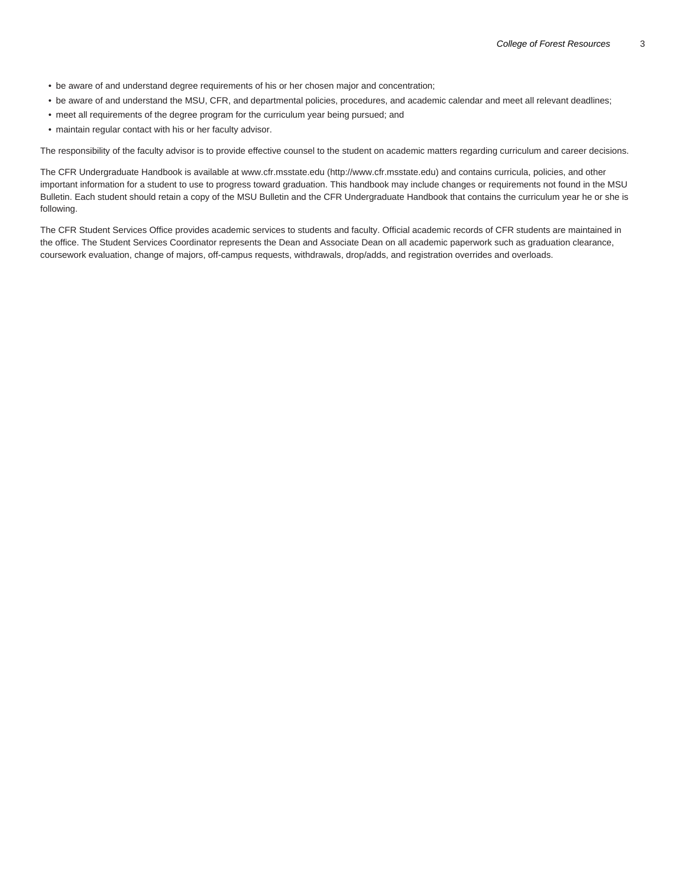- be aware of and understand degree requirements of his or her chosen major and concentration;
- be aware of and understand the MSU, CFR, and departmental policies, procedures, and academic calendar and meet all relevant deadlines;
- meet all requirements of the degree program for the curriculum year being pursued; and
- maintain regular contact with his or her faculty advisor.

The responsibility of the faculty advisor is to provide effective counsel to the student on academic matters regarding curriculum and career decisions.

The CFR Undergraduate Handbook is available at www.cfr.msstate.edu (http://www.cfr.msstate.edu) and contains curricula, policies, and other important information for a student to use to progress toward graduation. This handbook may include changes or requirements not found in the MSU Bulletin. Each student should retain a copy of the MSU Bulletin and the CFR Undergraduate Handbook that contains the curriculum year he or she is following.

The CFR Student Services Office provides academic services to students and faculty. Official academic records of CFR students are maintained in the office. The Student Services Coordinator represents the Dean and Associate Dean on all academic paperwork such as graduation clearance, coursework evaluation, change of majors, off-campus requests, withdrawals, drop/adds, and registration overrides and overloads.